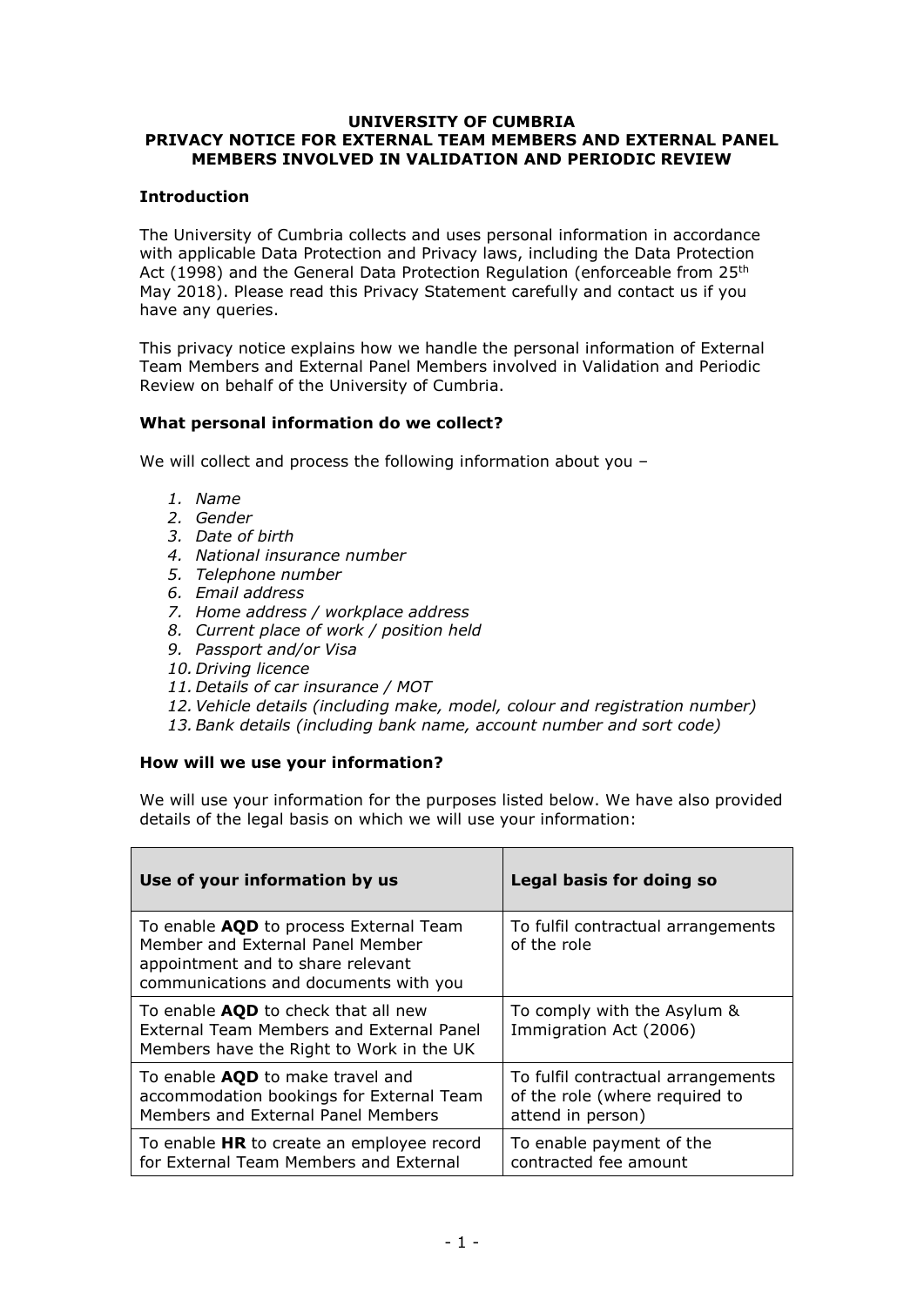**UNIVERSITY OF CUMBRIA**
**PRIVACY NOTICE FOR EXTERNAL TEAM MEMBERS AND EXTERNAL PANEL MEMBERS INVOLVED IN VALIDATION AND PERIODIC REVIEW**

## Introduction

The University of Cumbria collects and uses personal information in accordance with applicable Data Protection and Privacy laws, including the Data Protection Act (1998) and the General Data Protection Regulation (enforceable from 25th May 2018). Please read this Privacy Statement carefully and contact us if you have any queries.

This privacy notice explains how we handle the personal information of External Team Members and External Panel Members involved in Validation and Periodic Review on behalf of the University of Cumbria.

## What personal information do we collect?

We will collect and process the following information about you –

1. *Name*
2. *Gender*
3. *Date of birth*
4. *National insurance number*
5. *Telephone number*
6. *Email address*
7. *Home address / workplace address*
8. *Current place of work / position held*
9. *Passport and/or Visa*
10. *Driving licence*
11. *Details of car insurance / MOT*
12. *Vehicle details (including make, model, colour and registration number)*
13. *Bank details (including bank name, account number and sort code)*

## How will we use your information?

We will use your information for the purposes listed below. We have also provided details of the legal basis on which we will use your information:

| Use of your information by us | Legal basis for doing so |
|---|---|
| To enable **AQD** to process External Team Member and External Panel Member appointment and to share relevant communications and documents with you | To fulfil contractual arrangements of the role |
| To enable **AQD** to check that all new External Team Members and External Panel Members have the Right to Work in the UK | To comply with the Asylum & Immigration Act (2006) |
| To enable **AQD** to make travel and accommodation bookings for External Team Members and External Panel Members | To fulfil contractual arrangements of the role (where required to attend in person) |
| To enable **HR** to create an employee record for External Team Members and External | To enable payment of the contracted fee amount |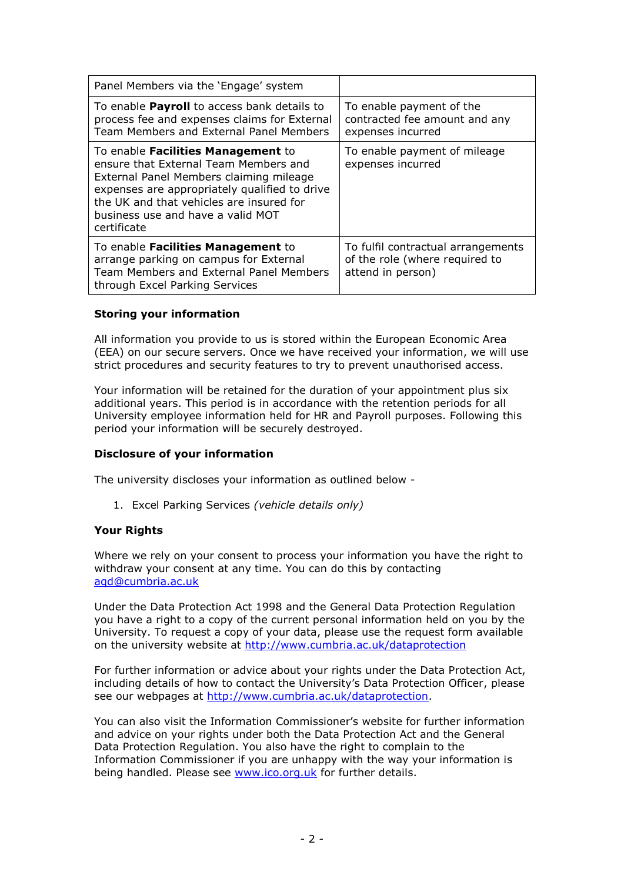| | |
|---|---|
| Panel Members via the 'Engage' system | |
| To enable **Payroll** to access bank details to process fee and expenses claims for External Team Members and External Panel Members | To enable payment of the contracted fee amount and any expenses incurred |
| To enable **Facilities Management** to ensure that External Team Members and External Panel Members claiming mileage expenses are appropriately qualified to drive the UK and that vehicles are insured for business use and have a valid MOT certificate | To enable payment of mileage expenses incurred |
| To enable **Facilities Management** to arrange parking on campus for External Team Members and External Panel Members through Excel Parking Services | To fulfil contractual arrangements of the role (where required to attend in person) |

**Storing your information**

All information you provide to us is stored within the European Economic Area (EEA) on our secure servers. Once we have received your information, we will use strict procedures and security features to try to prevent unauthorised access.

Your information will be retained for the duration of your appointment plus six additional years. This period is in accordance with the retention periods for all University employee information held for HR and Payroll purposes. Following this period your information will be securely destroyed.

**Disclosure of your information**

The university discloses your information as outlined below -

1. Excel Parking Services *(vehicle details only)*

**Your Rights**

Where we rely on your consent to process your information you have the right to withdraw your consent at any time. You can do this by contacting aqd@cumbria.ac.uk

Under the Data Protection Act 1998 and the General Data Protection Regulation you have a right to a copy of the current personal information held on you by the University. To request a copy of your data, please use the request form available on the university website at http://www.cumbria.ac.uk/dataprotection

For further information or advice about your rights under the Data Protection Act, including details of how to contact the University's Data Protection Officer, please see our webpages at http://www.cumbria.ac.uk/dataprotection.

You can also visit the Information Commissioner's website for further information and advice on your rights under both the Data Protection Act and the General Data Protection Regulation. You also have the right to complain to the Information Commissioner if you are unhappy with the way your information is being handled. Please see www.ico.org.uk for further details.